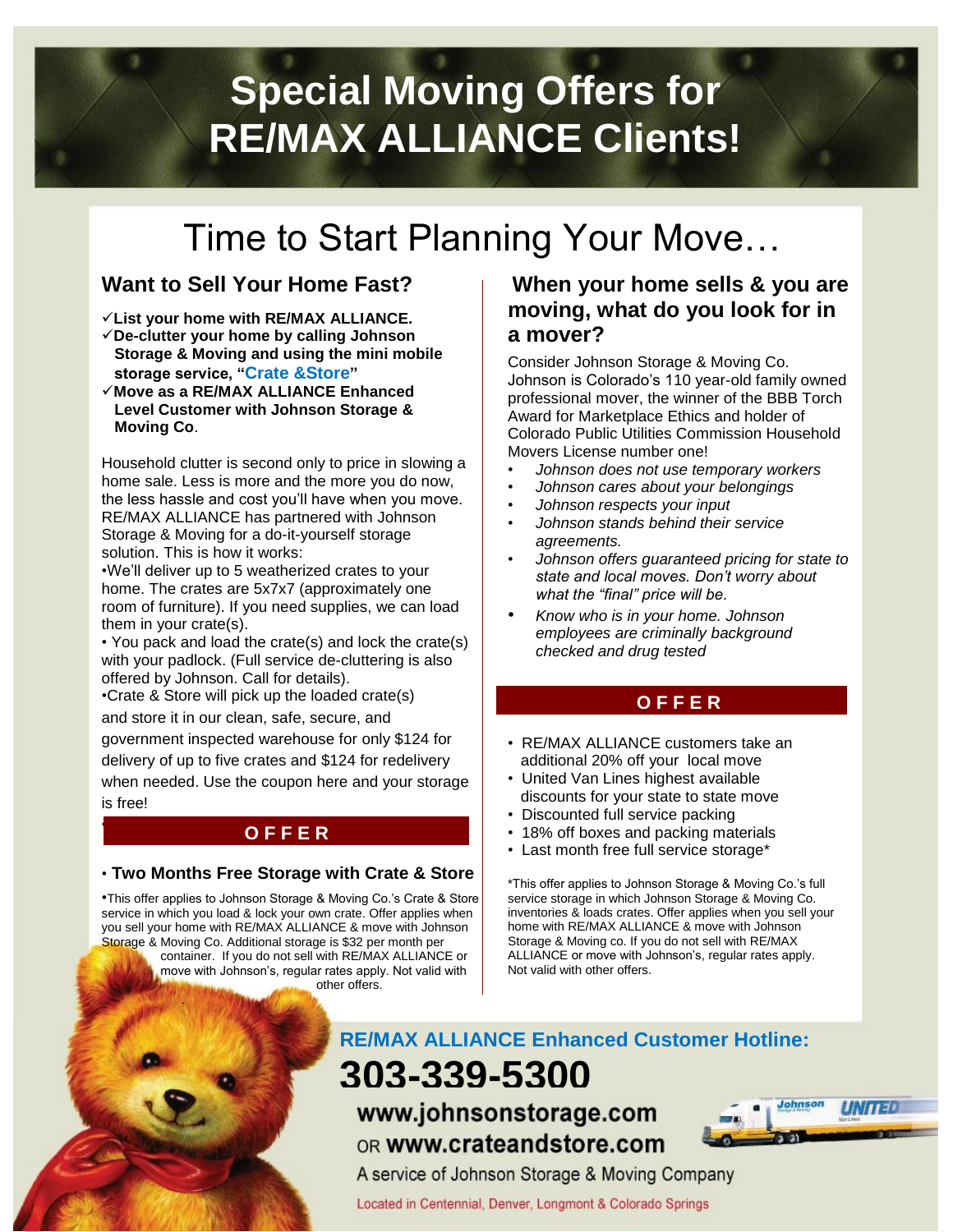# Special Moving Offers for RE/MAX ALLIANCE Clients!

## Time to Start Planning Your Move…

### Want to Sell Your Home Fast?

- ✓**List your home with RE/MAX ALLIANCE.**
- ✓**De-clutter your home by calling Johnson Storage & Moving and using the mini mobile storage service, "Crate &Store"**
- ✓**Move as a RE/MAX ALLIANCE Enhanced Level Customer with Johnson Storage & Moving Co**.

Household clutter is second only to price in slowing a home sale. Less is more and the more you do now, the less hassle and cost you'll have when you move. RE/MAX ALLIANCE has partnered with Johnson Storage & Moving for a do-it-yourself storage solution. This is how it works:

•We'll deliver up to 5 weatherized crates to your home. The crates are 5x7x7 (approximately one room of furniture). If you need supplies, we can load them in your crate(s).

• You pack and load the crate(s) and lock the crate(s) with your padlock. (Full service de-cluttering is also offered by Johnson. Call for details).

•Crate & Store will pick up the loaded crate(s) and store it in our clean, safe, secure, and government inspected warehouse for only $124 for delivery of up to five crates and $124 for redelivery when needed. Use the coupon here and your storage is free!

**OFFER**

• **Two Months Free Storage with Crate & Store**

•This offer applies to Johnson Storage & Moving Co.'s Crate & Store service in which you load & lock your own crate. Offer applies when you sell your home with RE/MAX ALLIANCE & move with Johnson Storage & Moving Co. Additional storage is $32 per month per container. If you do not sell with RE/MAX ALLIANCE or move with Johnson's, regular rates apply. Not valid with other offers.

### When your home sells & you are moving, what do you look for in a mover?

Consider Johnson Storage & Moving Co. Johnson is Colorado's 110 year-old family owned professional mover, the winner of the BBB Torch Award for Marketplace Ethics and holder of Colorado Public Utilities Commission Household Movers License number one!

- *Johnson does not use temporary workers*
- *Johnson cares about your belongings*
- *Johnson respects your input*
- *Johnson stands behind their service agreements.*
- *Johnson offers guaranteed pricing for state to state and local moves. Don't worry about what the "final" price will be.*
- *Know who is in your home. Johnson employees are criminally background checked and drug tested*

**OFFER**

- RE/MAX ALLIANCE customers take an additional 20% off your local move
- United Van Lines highest available discounts for your state to state move
- Discounted full service packing
- 18% off boxes and packing materials
- Last month free full service storage*

*This offer applies to Johnson Storage & Moving Co.'s full service storage in which Johnson Storage & Moving Co. inventories & loads crates. Offer applies when you sell your home with RE/MAX ALLIANCE & move with Johnson Storage & Moving co. If you do not sell with RE/MAX ALLIANCE or move with Johnson's, regular rates apply. Not valid with other offers.

**RE/MAX ALLIANCE Enhanced Customer Hotline:**

**303-339-5300**

**www.johnsonstorage.com**

OR **www.crateandstore.com**

A service of Johnson Storage & Moving Company

Located in Centennial, Denver, Longmont & Colorado Springs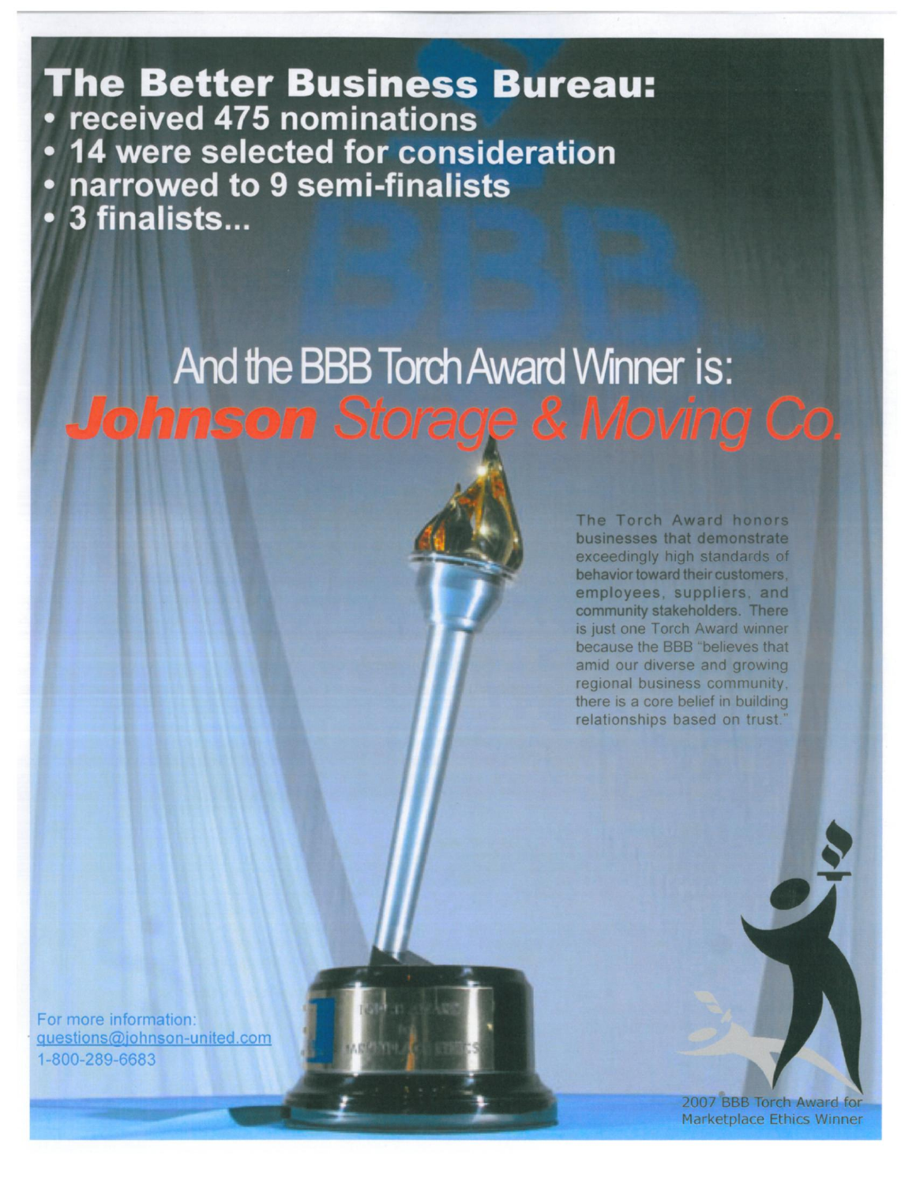# The Better Business Bureau:

- received 475 nominations
- 14 were selected for consideration
- narrowed to 9 semi-finalists
- 3 finalists...

## And the BBB Torch Award Winner is:

## **Johnson** *Storage & Moving Co.*

The Torch Award honors businesses that demonstrate exceedingly high standards of behavior toward their customers, employees, suppliers, and community stakeholders. There is just one Torch Award winner because the BBB "believes that amid our diverse and growing regional business community, there is a core belief in building relationships based on trust."

For more information:
questions@johnson-united.com
1-800-289-6683

2007 BBB Torch Award for Marketplace Ethics Winner